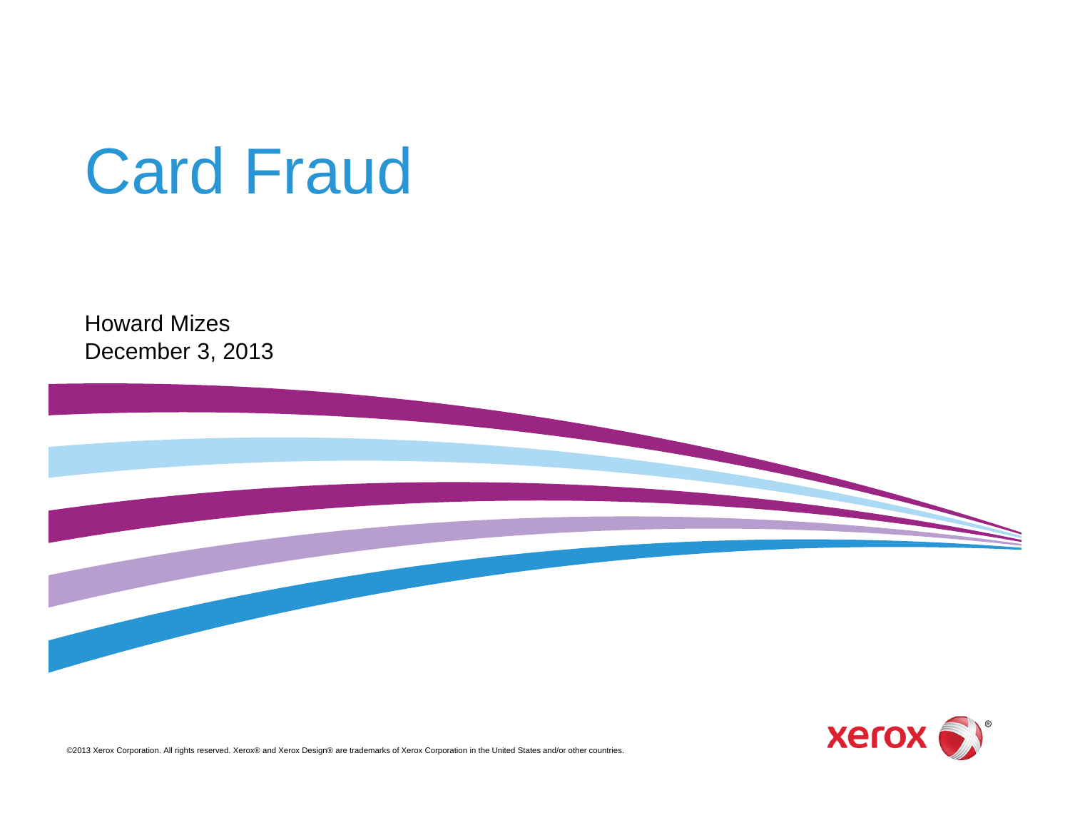# Card Fraud

Howard Mizes
December 3, 2013

©2013 Xerox Corporation. All rights reserved. Xerox® and Xerox Design® are trademarks of Xerox Corporation in the United States and/or other countries.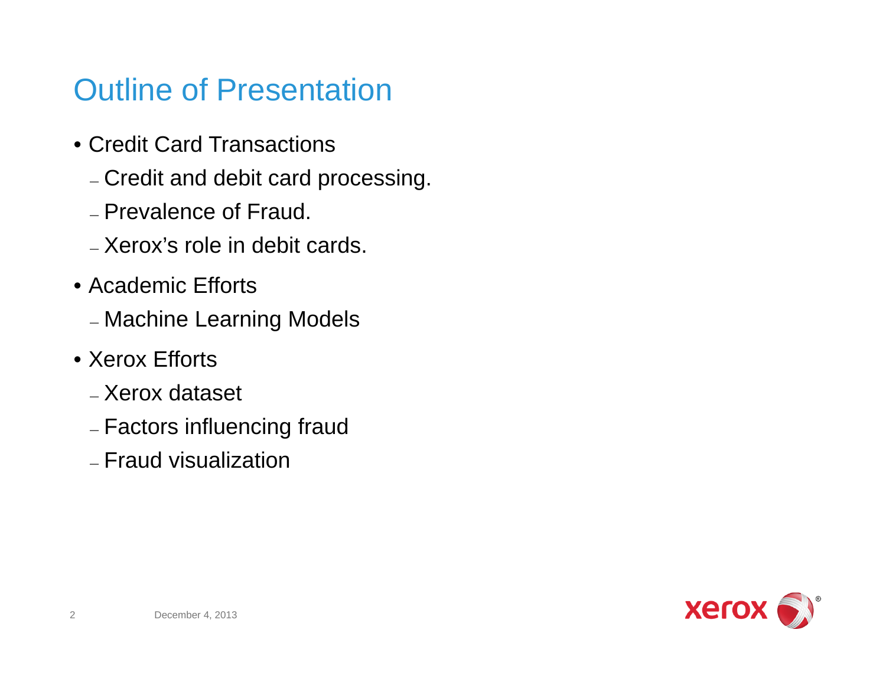# Outline of Presentation

- Credit Card Transactions
  - Credit and debit card processing.
  - Prevalence of Fraud.
  - Xerox's role in debit cards.
- Academic Efforts
  - Machine Learning Models
- Xerox Efforts
  - Xerox dataset
  - Factors influencing fraud
  - Fraud visualization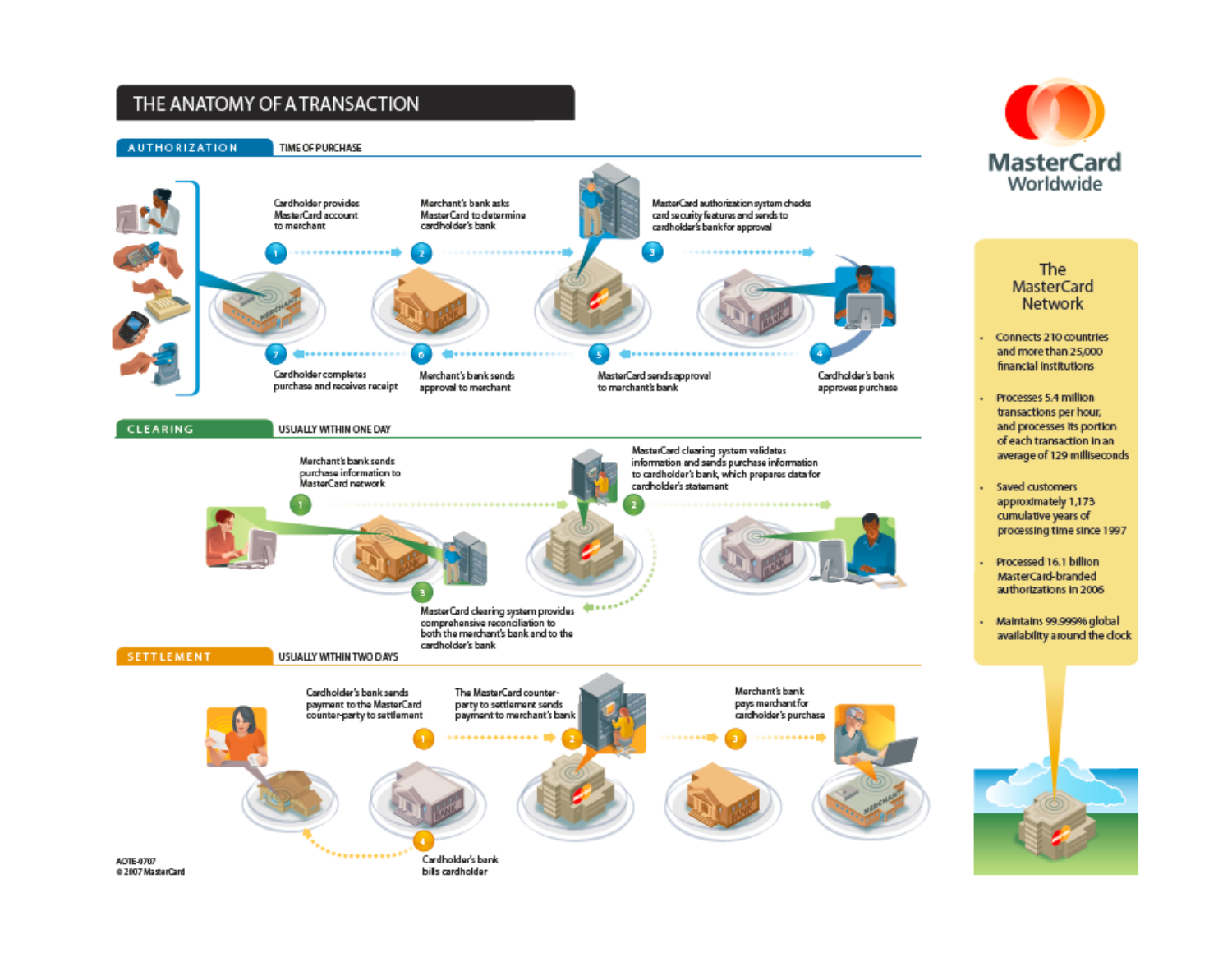# THE ANATOMY OF A TRANSACTION

## AUTHORIZATION — TIME OF PURCHASE

1. Cardholder provides MasterCard account to merchant
2. Merchant's bank asks MasterCard to determine cardholder's bank
3. MasterCard authorization system checks card security features and sends to cardholder's bank for approval
4. Cardholder's bank approves purchase
5. MasterCard sends approval to merchant's bank
6. Merchant's bank sends approval to merchant
7. Cardholder completes purchase and receives receipt

## CLEARING — USUALLY WITHIN ONE DAY

1. Merchant's bank sends purchase information to MasterCard network
2. MasterCard clearing system validates information and sends purchase information to cardholder's bank, which prepares data for cardholder's statement
3. MasterCard clearing system provides comprehensive reconciliation to both the merchant's bank and to the cardholder's bank

## SETTLEMENT — USUALLY WITHIN TWO DAYS

1. Cardholder's bank sends payment to the MasterCard counter-party to settlement
2. The MasterCard counter-party to settlement sends payment to merchant's bank
3. Merchant's bank pays merchant for cardholder's purchase
4. Cardholder's bank bills cardholder

AOTE-0707
© 2007 MasterCard

**MasterCard Worldwide**

## The MasterCard Network

- Connects 210 countries and more than 25,000 financial institutions
- Processes 5.4 million transactions per hour, and processes its portion of each transaction in an average of 129 milliseconds
- Saved customers approximately 1,173 cumulative years of processing time since 1997
- Processed 16.1 billion MasterCard-branded authorizations in 2006
- Maintains 99.9999% global availability around the clock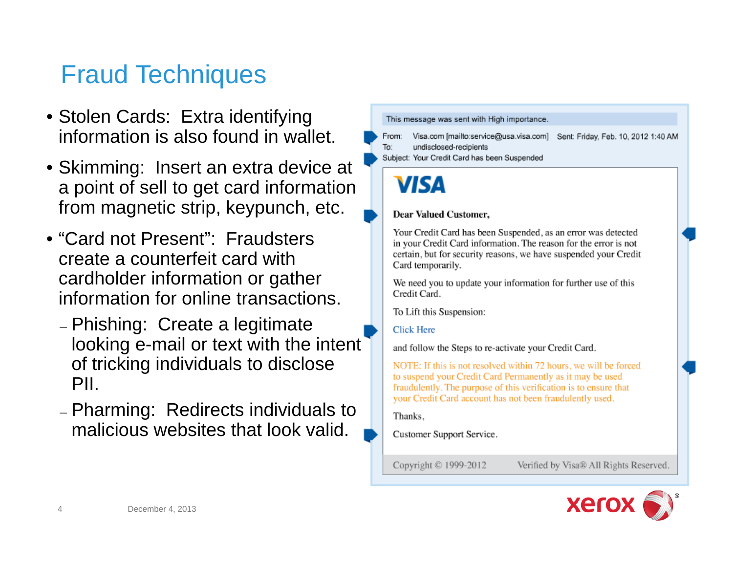# Fraud Techniques

- Stolen Cards: Extra identifying information is also found in wallet.
- Skimming: Insert an extra device at a point of sell to get card information from magnetic strip, keypunch, etc.
- "Card not Present": Fraudsters create a counterfeit card with cardholder information or gather information for online transactions.
  - Phishing: Create a legitimate looking e-mail or text with the intent of tricking individuals to disclose PII.
  - Pharming: Redirects individuals to malicious websites that look valid.

This message was sent with High importance.

From: Visa.com [mailto:service@usa.visa.com] Sent: Friday, Feb. 10, 2012 1:40 AM
To: undisclosed-recipients
Subject: Your Credit Card has been Suspended

VISA

**Dear Valued Customer,**

Your Credit Card has been Suspended, as an error was detected in your Credit Card information. The reason for the error is not certain, but for security reasons, we have suspended your Credit Card temporarily.

We need you to update your information for further use of this Credit Card.

To Lift this Suspension:

Click Here

and follow the Steps to re-activate your Credit Card.

NOTE: If this is not resolved within 72 hours, we will be forced to suspend your Credit Card Permanently as it may be used fraudulently. The purpose of this verification is to ensure that your Credit Card account has not been fraudulently used.

Thanks,

Customer Support Service.

Copyright © 1999-2012 Verified by Visa® All Rights Reserved.

December 4, 2013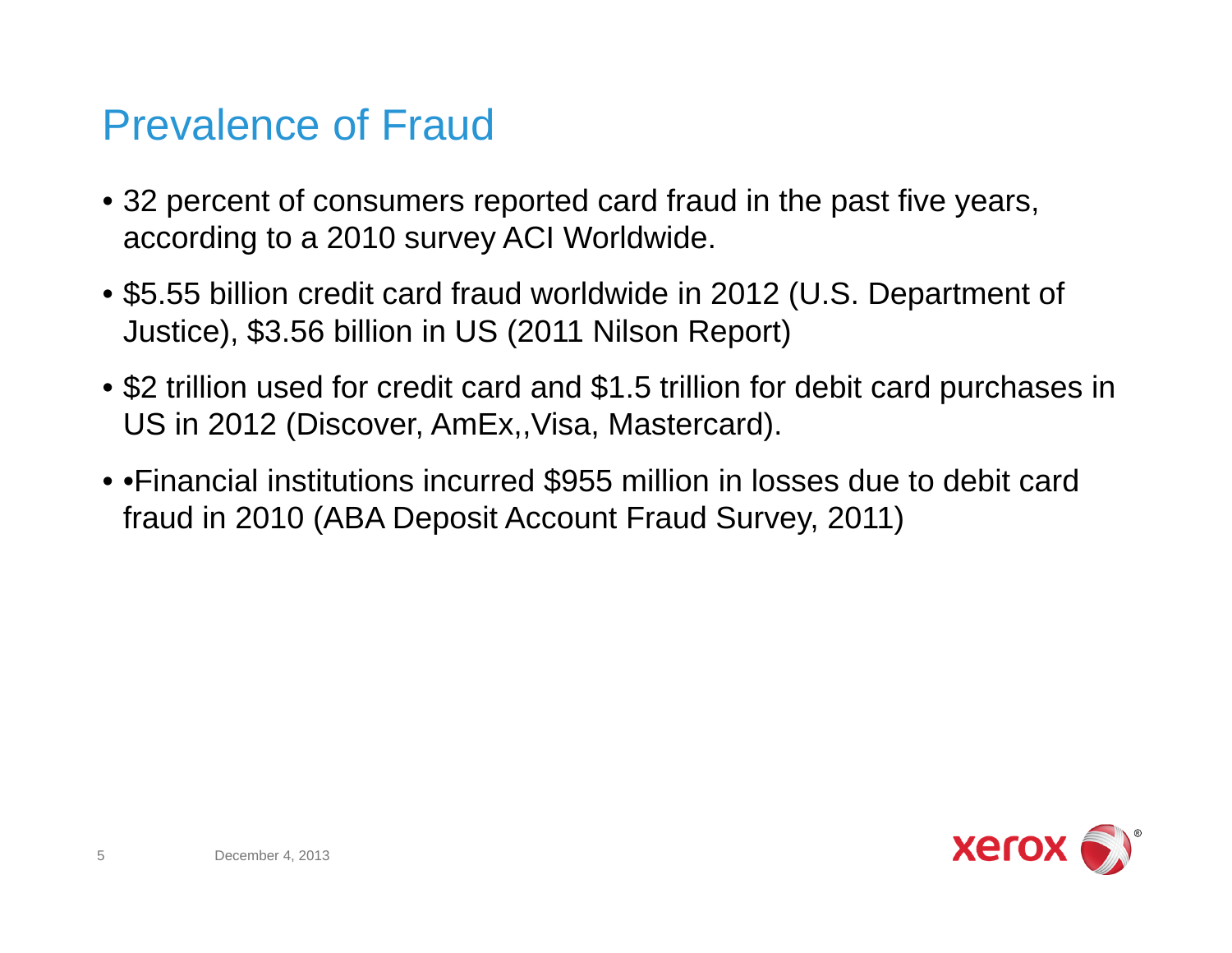# Prevalence of Fraud

- 32 percent of consumers reported card fraud in the past five years, according to a 2010 survey ACI Worldwide.
- $5.55 billion credit card fraud worldwide in 2012 (U.S. Department of Justice), $3.56 billion in US (2011 Nilson Report)
- $2 trillion used for credit card and $1.5 trillion for debit card purchases in US in 2012 (Discover, AmEx,,Visa, Mastercard).
- •Financial institutions incurred $955 million in losses due to debit card fraud in 2010 (ABA Deposit Account Fraud Survey, 2011)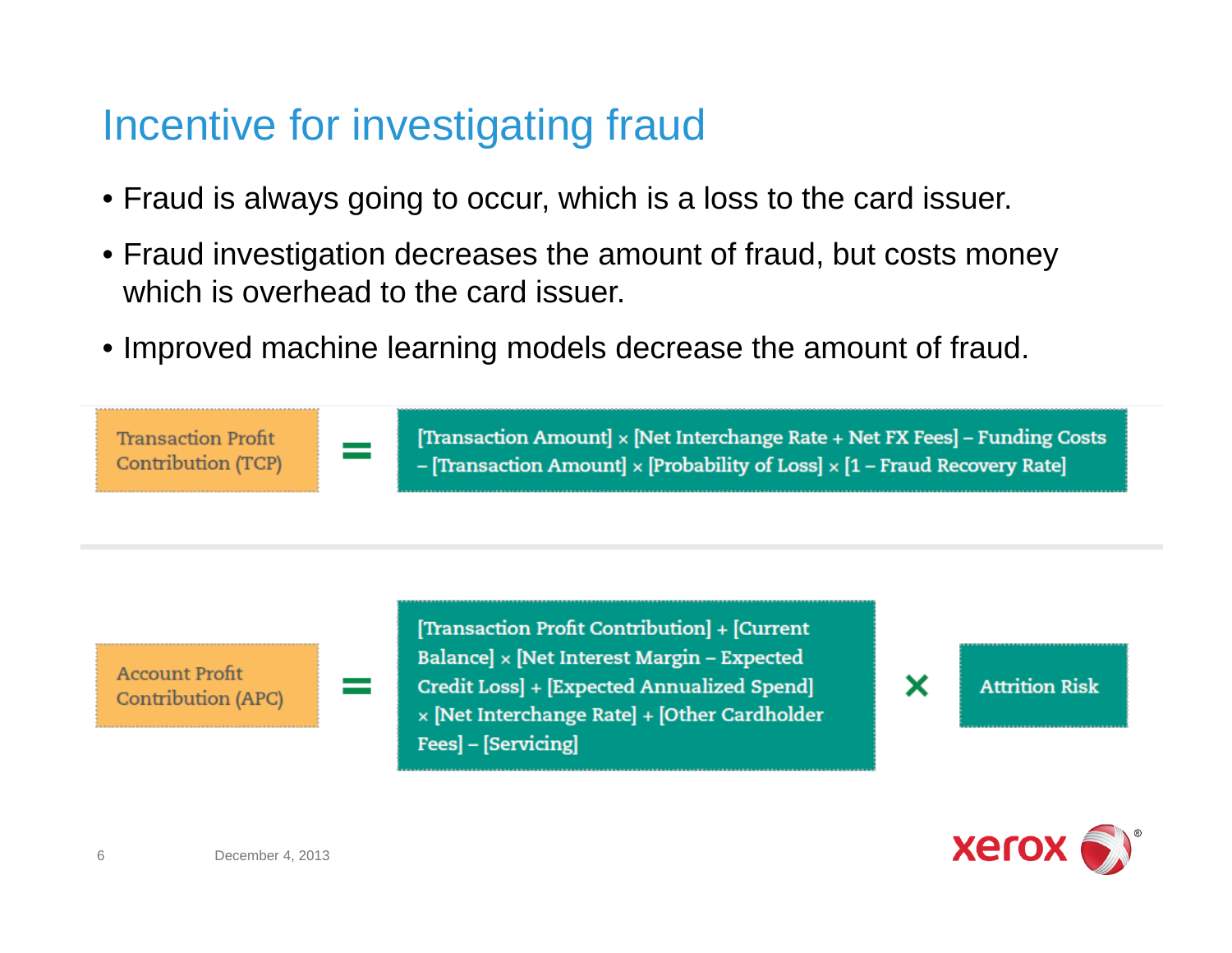# Incentive for investigating fraud

- Fraud is always going to occur, which is a loss to the card issuer.
- Fraud investigation decreases the amount of fraud, but costs money which is overhead to the card issuer.
- Improved machine learning models decrease the amount of fraud.

Transaction Profit Contribution (TCP) = [Transaction Amount] × [Net Interchange Rate + Net FX Fees] – Funding Costs – [Transaction Amount] × [Probability of Loss] × [1 – Fraud Recovery Rate]

Account Profit Contribution (APC) = [Transaction Profit Contribution] + [Current Balance] × [Net Interest Margin – Expected Credit Loss] + [Expected Annualized Spend] × [Net Interchange Rate] + [Other Cardholder Fees] – [Servicing] × Attrition Risk

December 4, 2013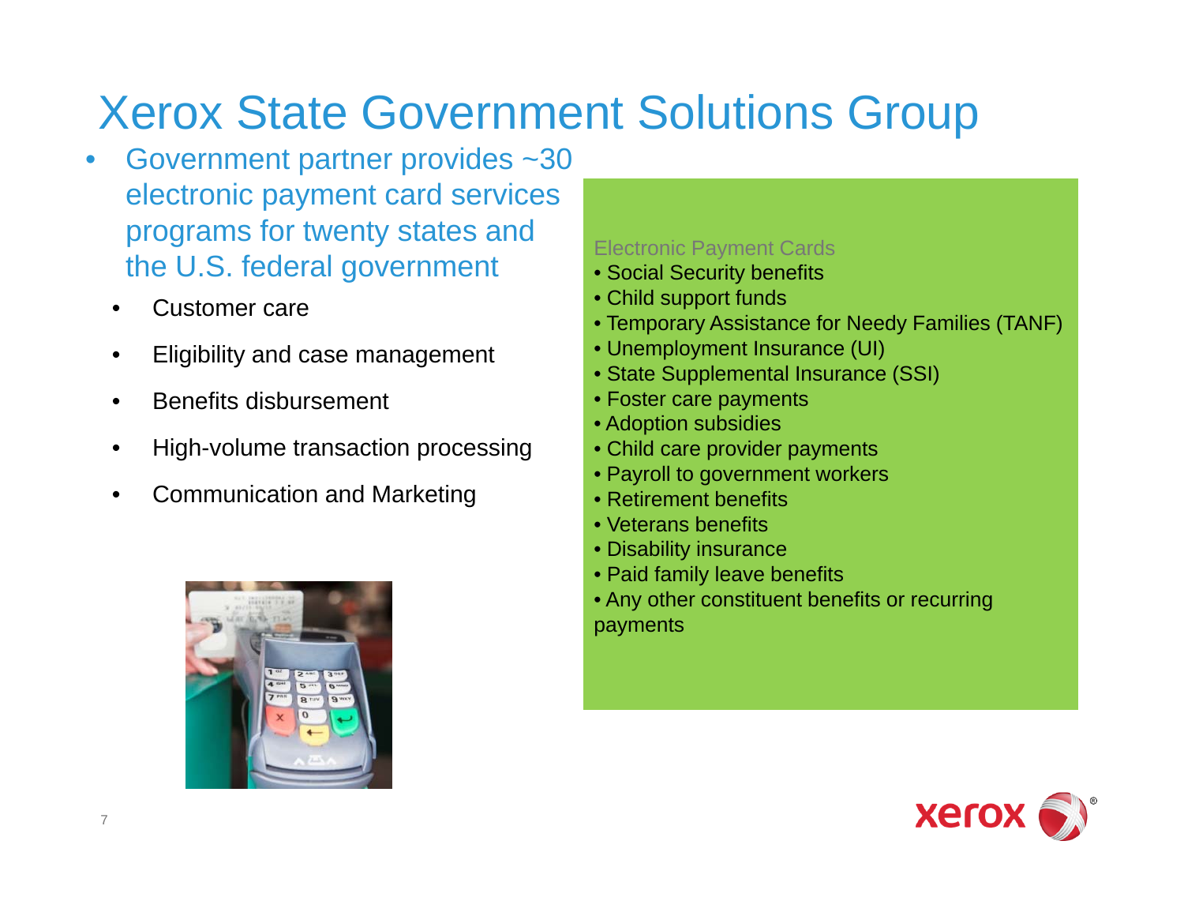# Xerox State Government Solutions Group

- Government partner provides ~30 electronic payment card services programs for twenty states and the U.S. federal government
  - Customer care
  - Eligibility and case management
  - Benefits disbursement
  - High-volume transaction processing
  - Communication and Marketing

Electronic Payment Cards

- Social Security benefits
- Child support funds
- Temporary Assistance for Needy Families (TANF)
- Unemployment Insurance (UI)
- State Supplemental Insurance (SSI)
- Foster care payments
- Adoption subsidies
- Child care provider payments
- Payroll to government workers
- Retirement benefits
- Veterans benefits
- Disability insurance
- Paid family leave benefits
- Any other constituent benefits or recurring payments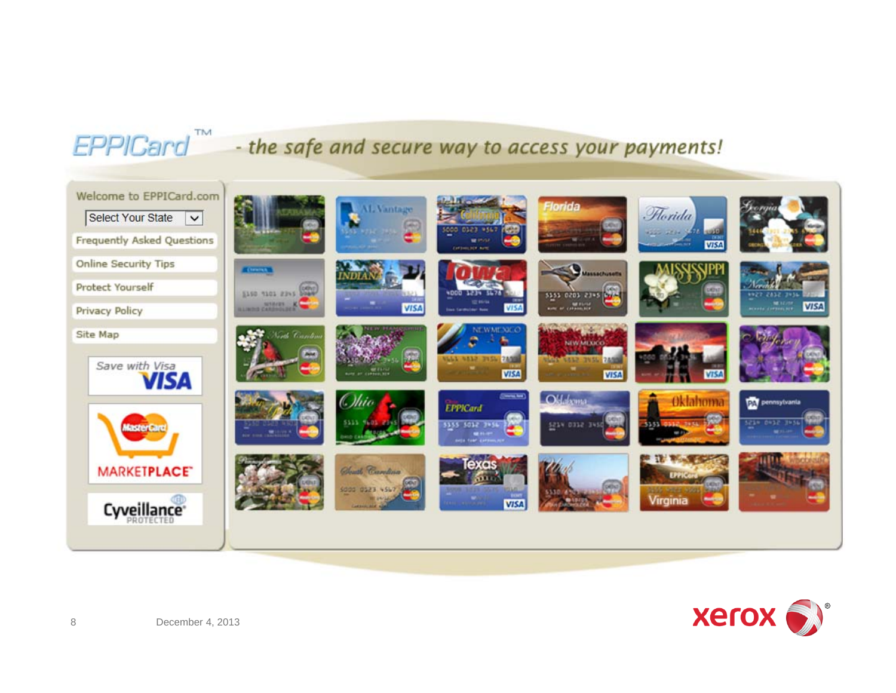EPPICard™ - the safe and secure way to access your payments!

Welcome to EPPICard.com

Select Your State

Frequently Asked Questions

Online Security Tips

Protect Yourself

Privacy Policy

Site Map

Save with Visa

MasterCard MARKETPLACE

Cyveillance PROTECTED

December 4, 2013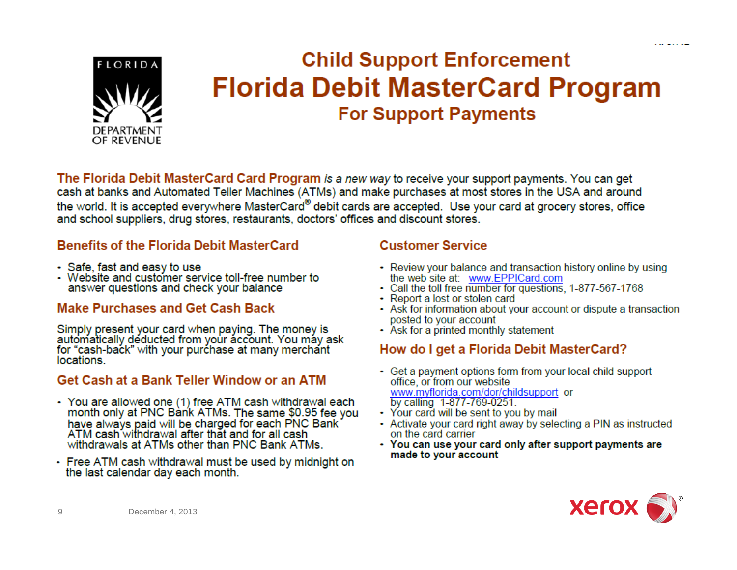# Child Support Enforcement

# Florida Debit MasterCard Program

## For Support Payments

**The Florida Debit MasterCard Card Program** *is a new way* to receive your support payments. You can get cash at banks and Automated Teller Machines (ATMs) and make purchases at most stores in the USA and around the world. It is accepted everywhere MasterCard® debit cards are accepted. Use your card at grocery stores, office and school suppliers, drug stores, restaurants, doctors' offices and discount stores.

### Benefits of the Florida Debit MasterCard

- Safe, fast and easy to use
- Website and customer service toll-free number to answer questions and check your balance

### Make Purchases and Get Cash Back

Simply present your card when paying. The money is automatically deducted from your account. You may ask for "cash-back" with your purchase at many merchant locations.

### Get Cash at a Bank Teller Window or an ATM

- You are allowed one (1) free ATM cash withdrawal each month only at PNC Bank ATMs. The same $0.95 fee you have always paid will be charged for each PNC Bank ATM cash withdrawal after that and for all cash withdrawals at ATMs other than PNC Bank ATMs.
- Free ATM cash withdrawal must be used by midnight on the last calendar day each month.

### Customer Service

- Review your balance and transaction history online by using the web site at: www.EPPICard.com
- Call the toll free number for questions, 1-877-567-1768
- Report a lost or stolen card
- Ask for information about your account or dispute a transaction posted to your account
- Ask for a printed monthly statement

### How do I get a Florida Debit MasterCard?

- Get a payment options form from your local child support office, or from our website www.myflorida.com/dor/childsupport or by calling 1-877-769-0251.
- Your card will be sent to you by mail
- Activate your card right away by selecting a PIN as instructed on the card carrier
- **You can use your card only after support payments are made to your account**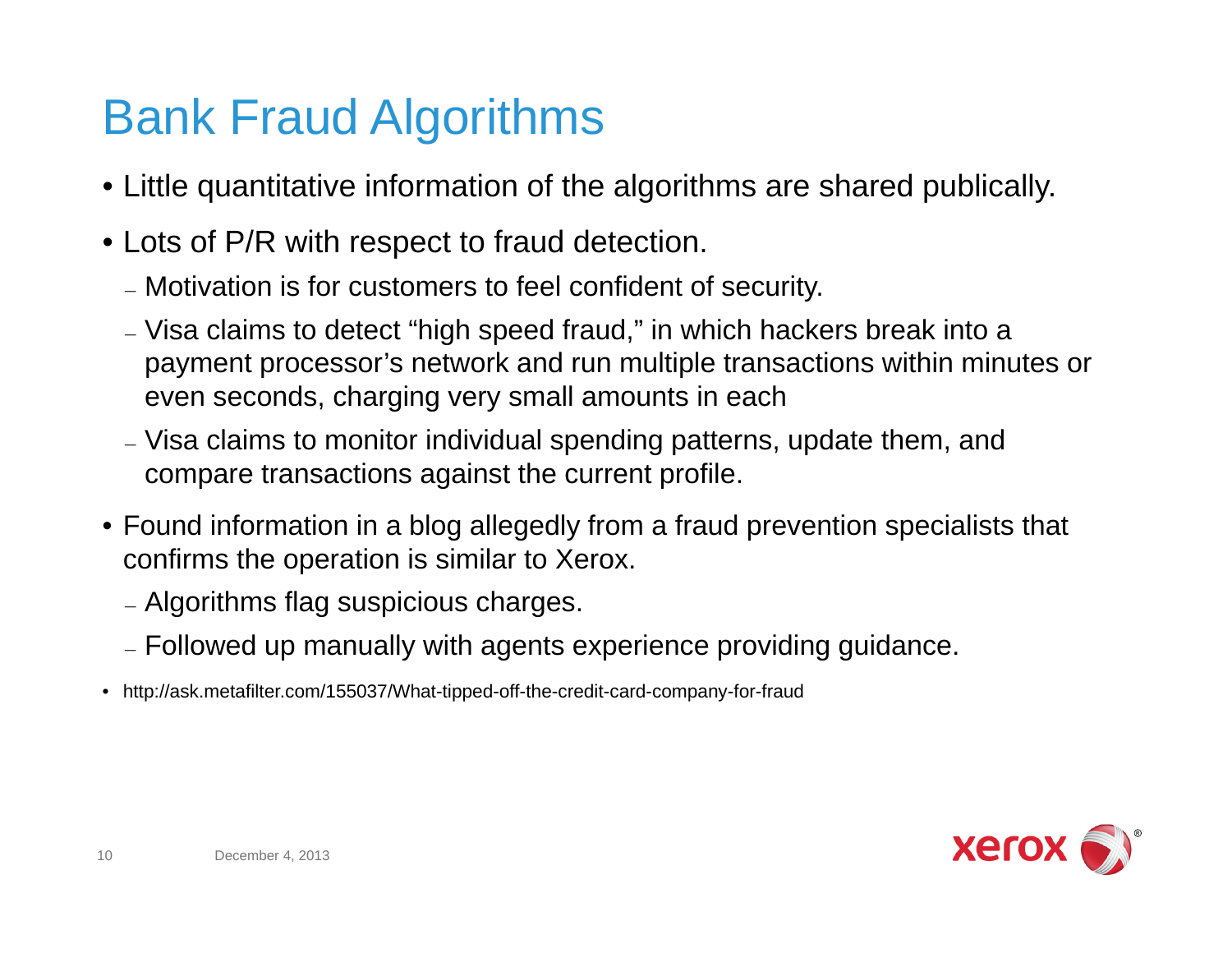# Bank Fraud Algorithms

- Little quantitative information of the algorithms are shared publically.
- Lots of P/R with respect to fraud detection.
  - Motivation is for customers to feel confident of security.
  - Visa claims to detect "high speed fraud," in which hackers break into a payment processor's network and run multiple transactions within minutes or even seconds, charging very small amounts in each
  - Visa claims to monitor individual spending patterns, update them, and compare transactions against the current profile.
- Found information in a blog allegedly from a fraud prevention specialists that confirms the operation is similar to Xerox.
  - Algorithms flag suspicious charges.
  - Followed up manually with agents experience providing guidance.

- http://ask.metafilter.com/155037/What-tipped-off-the-credit-card-company-for-fraud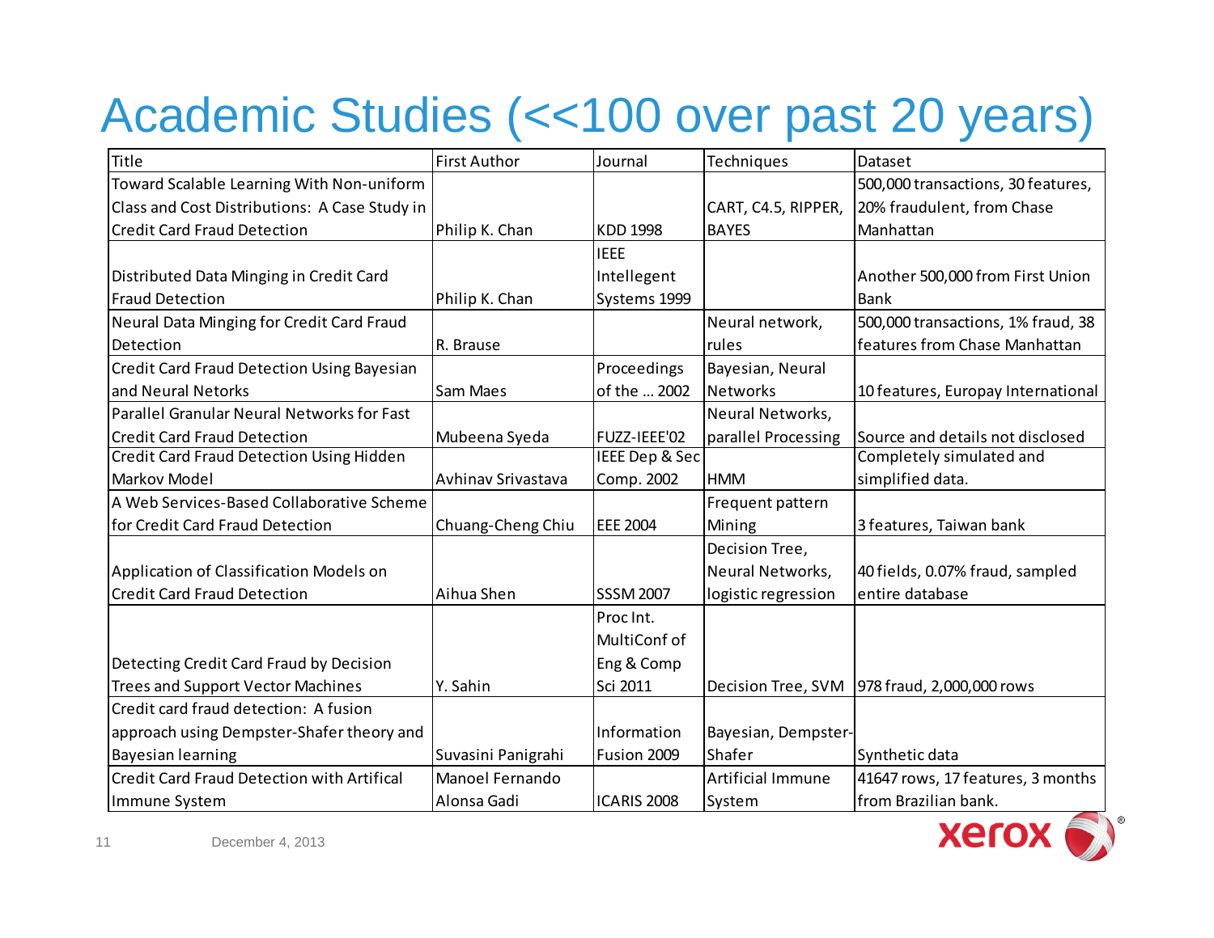# Academic Studies (<<100 over past 20 years)

| Title | First Author | Journal | Techniques | Dataset |
|---|---|---|---|---|
| Toward Scalable Learning With Non-uniform Class and Cost Distributions: A Case Study in Credit Card Fraud Detection | Philip K. Chan | KDD 1998 | CART, C4.5, RIPPER, BAYES | 500,000 transactions, 30 features, 20% fraudulent, from Chase Manhattan |
| Distributed Data Minging in Credit Card Fraud Detection | Philip K. Chan | IEEE Intellegent Systems 1999 | | Another 500,000 from First Union Bank |
| Neural Data Minging for Credit Card Fraud Detection | R. Brause | | Neural network, rules | 500,000 transactions, 1% fraud, 38 features from Chase Manhattan |
| Credit Card Fraud Detection Using Bayesian and Neural Netorks | Sam Maes | Proceedings of the … 2002 | Bayesian, Neural Networks | 10 features, Europay International |
| Parallel Granular Neural Networks for Fast Credit Card Fraud Detection | Mubeena Syeda | FUZZ-IEEE'02 | Neural Networks, parallel Processing | Source and details not disclosed |
| Credit Card Fraud Detection Using Hidden Markov Model | Avhinav Srivastava | IEEE Dep & Sec Comp. 2002 | HMM | Completely simulated and simplified data. |
| A Web Services-Based Collaborative Scheme for Credit Card Fraud Detection | Chuang-Cheng Chiu | EEE 2004 | Frequent pattern Mining | 3 features, Taiwan bank |
| Application of Classification Models on Credit Card Fraud Detection | Aihua Shen | SSSM 2007 | Decision Tree, Neural Networks, logistic regression | 40 fields, 0.07% fraud, sampled entire database |
| Detecting Credit Card Fraud by Decision Trees and Support Vector Machines | Y. Sahin | Proc Int. MultiConf of Eng & Comp Sci 2011 | Decision Tree, SVM | 978 fraud, 2,000,000 rows |
| Credit card fraud detection: A fusion approach using Dempster-Shafer theory and Bayesian learning | Suvasini Panigrahi | Information Fusion 2009 | Bayesian, Dempster-Shafer | Synthetic data |
| Credit Card Fraud Detection with Artifical Immune System | Manoel Fernando Alonsa Gadi | ICARIS 2008 | Artificial Immune System | 41647 rows, 17 features, 3 months from Brazilian bank. |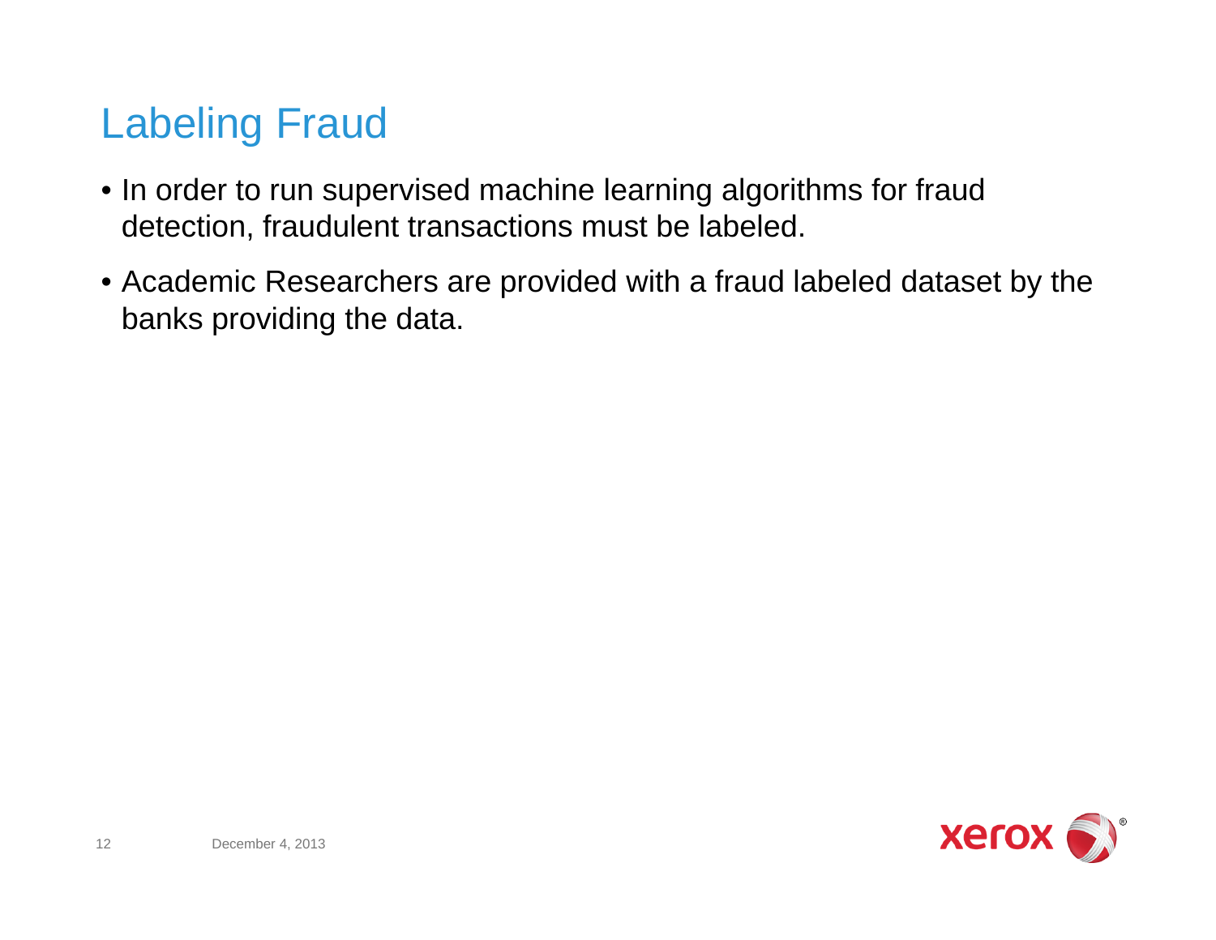# Labeling Fraud

- In order to run supervised machine learning algorithms for fraud detection, fraudulent transactions must be labeled.
- Academic Researchers are provided with a fraud labeled dataset by the banks providing the data.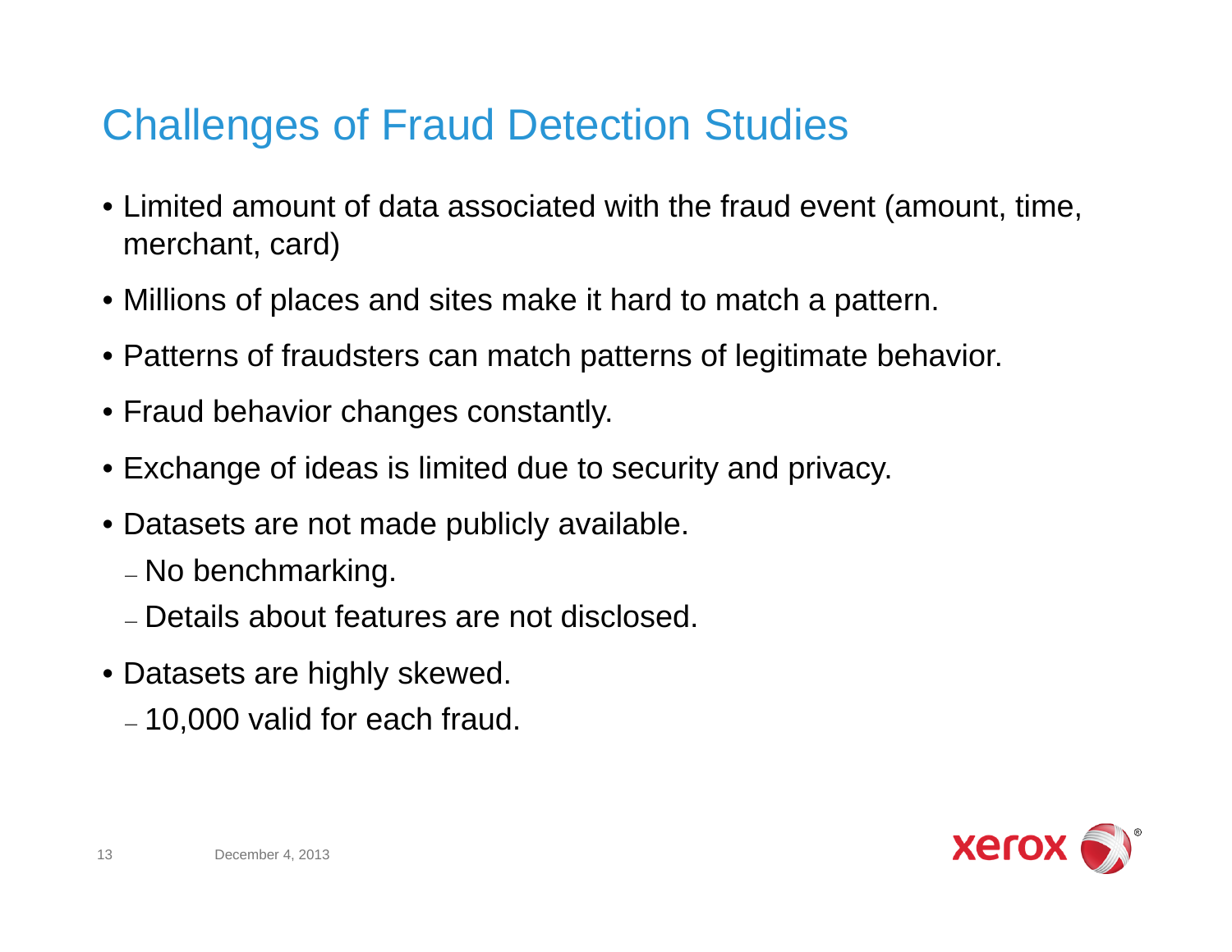# Challenges of Fraud Detection Studies

- Limited amount of data associated with the fraud event (amount, time, merchant, card)
- Millions of places and sites make it hard to match a pattern.
- Patterns of fraudsters can match patterns of legitimate behavior.
- Fraud behavior changes constantly.
- Exchange of ideas is limited due to security and privacy.
- Datasets are not made publicly available.
  - No benchmarking.
  - Details about features are not disclosed.
- Datasets are highly skewed.
  - 10,000 valid for each fraud.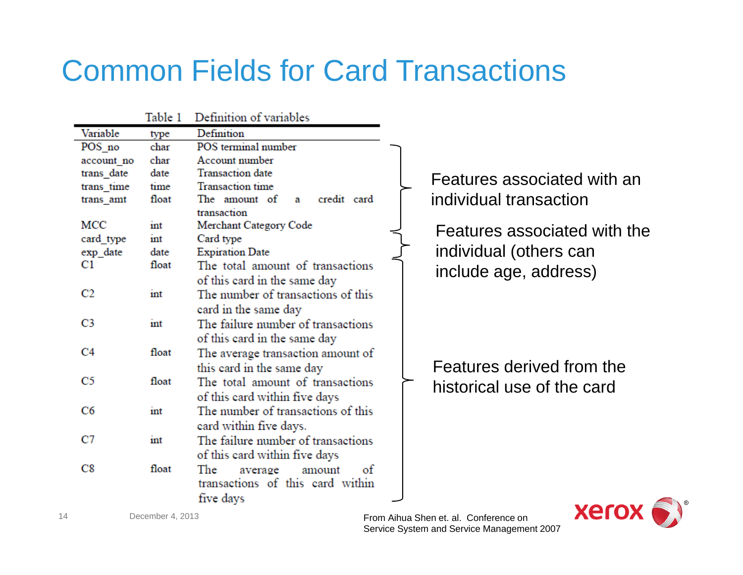# Common Fields for Card Transactions

Table 1 Definition of variables

| Variable | type | Definition |
|---|---|---|
| POS_no | char | POS terminal number |
| account_no | char | Account number |
| trans_date | date | Transaction date |
| trans_time | time | Transaction time |
| trans_amt | float | The amount of a credit card transaction |
| MCC | int | Merchant Category Code |
| card_type | int | Card type |
| exp_date | date | Expiration Date |
| C1 | float | The total amount of transactions of this card in the same day |
| C2 | int | The number of transactions of this card in the same day |
| C3 | int | The failure number of transactions of this card in the same day |
| C4 | float | The average transaction amount of this card in the same day |
| C5 | float | The total amount of transactions of this card within five days |
| C6 | int | The number of transactions of this card within five days. |
| C7 | int | The failure number of transactions of this card within five days |
| C8 | float | The average amount of transactions of this card within five days |

Features associated with an individual transaction

Features associated with the individual (others can include age, address)

Features derived from the historical use of the card

From Aihua Shen et. al. Conference on Service System and Service Management 2007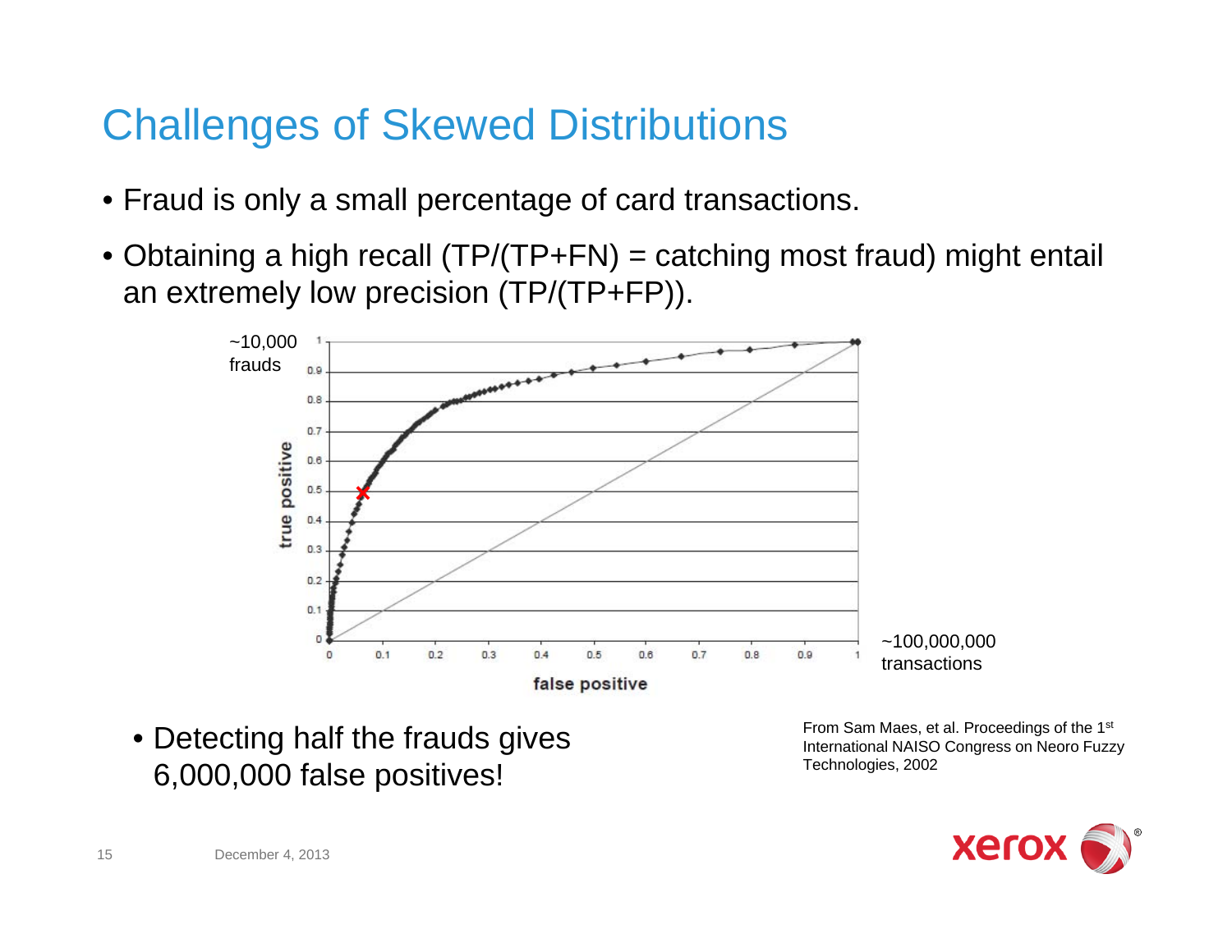# Challenges of Skewed Distributions

- Fraud is only a small percentage of card transactions.
- Obtaining a high recall (TP/(TP+FN) = catching most fraud) might entail an extremely low precision (TP/(TP+FP)).

~10,000 frauds

~100,000,000 transactions

- Detecting half the frauds gives 6,000,000 false positives!

From Sam Maes, et al. Proceedings of the 1st International NAISO Congress on Neoro Fuzzy Technologies, 2002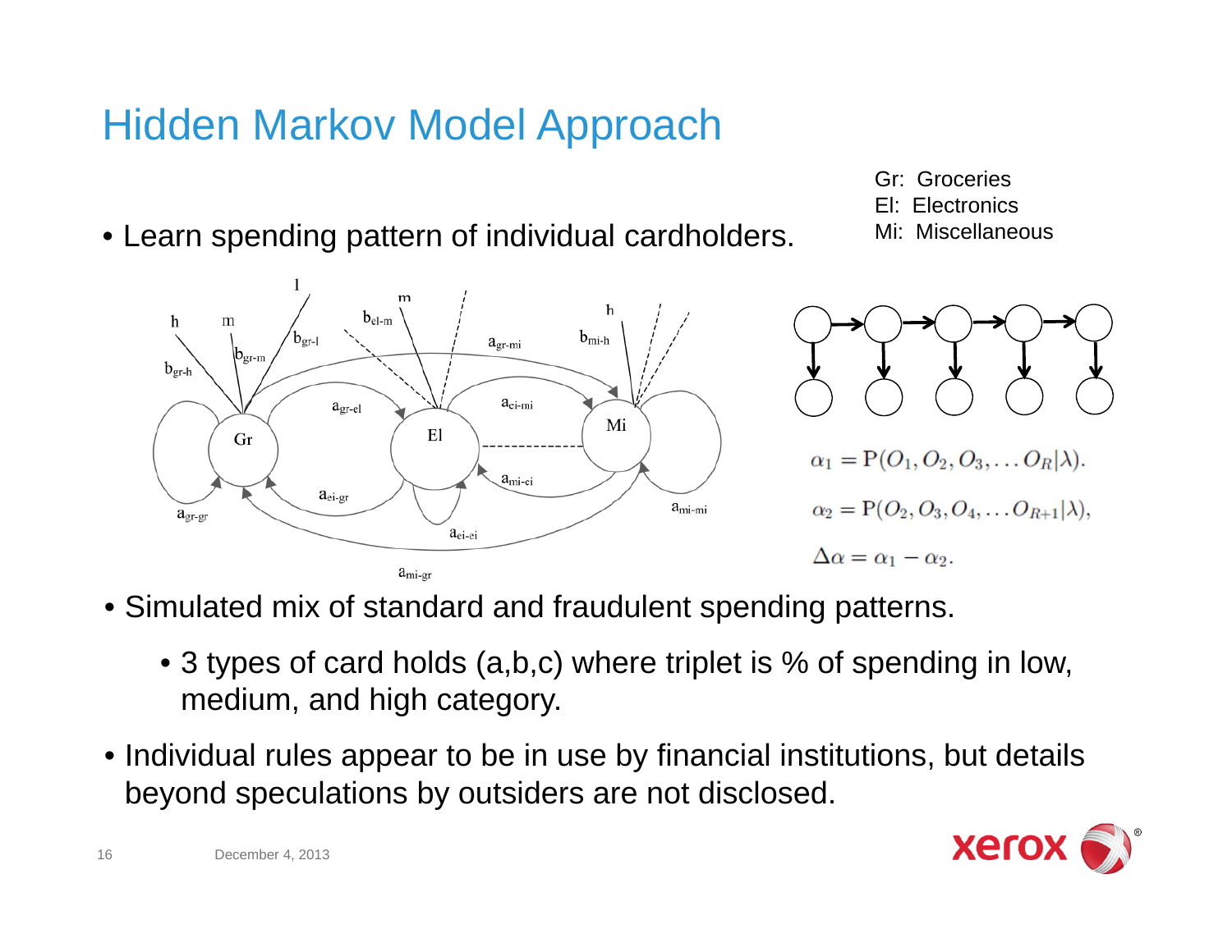# Hidden Markov Model Approach

- Learn spending pattern of individual cardholders.

Gr: Groceries
El: Electronics
Mi: Miscellaneous

$$\alpha_1 = \mathrm{P}(O_1, O_2, O_3, \ldots O_R|\lambda).$$

$$\alpha_2 = \mathrm{P}(O_2, O_3, O_4, \ldots O_{R+1}|\lambda),$$

$$\Delta\alpha = \alpha_1 - \alpha_2.$$

- Simulated mix of standard and fraudulent spending patterns.
  - 3 types of card holds (a,b,c) where triplet is % of spending in low, medium, and high category.
- Individual rules appear to be in use by financial institutions, but details beyond speculations by outsiders are not disclosed.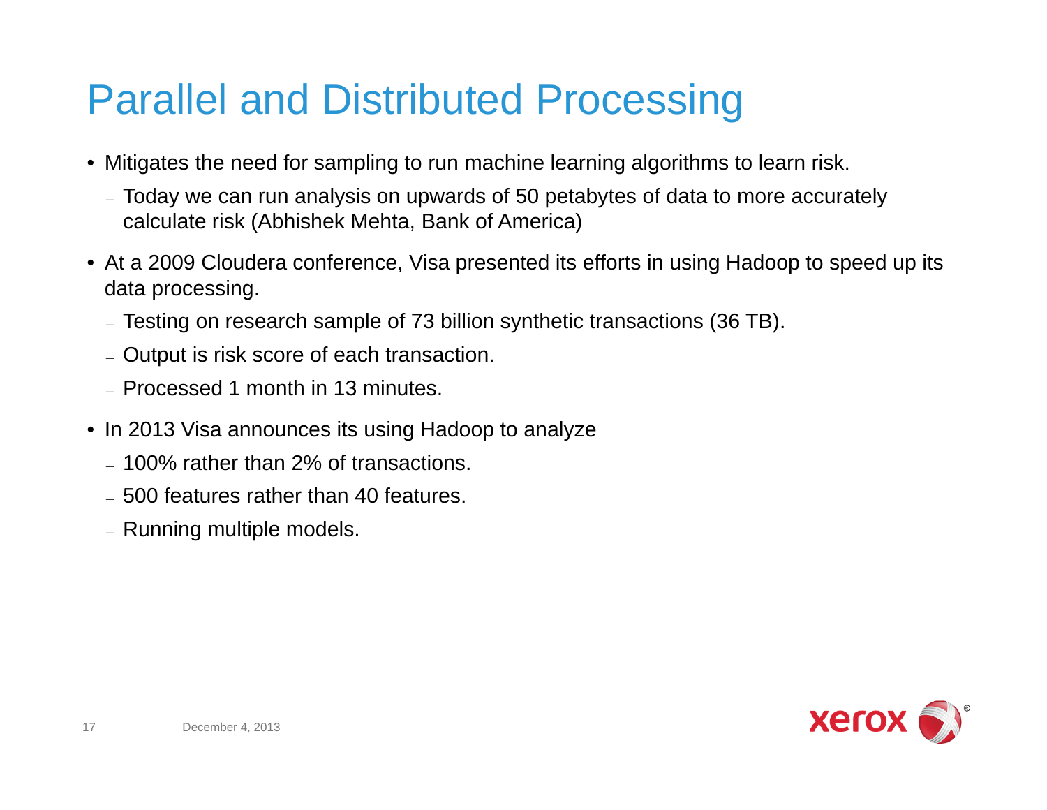# Parallel and Distributed Processing

- Mitigates the need for sampling to run machine learning algorithms to learn risk.
  - Today we can run analysis on upwards of 50 petabytes of data to more accurately calculate risk (Abhishek Mehta, Bank of America)
- At a 2009 Cloudera conference, Visa presented its efforts in using Hadoop to speed up its data processing.
  - Testing on research sample of 73 billion synthetic transactions (36 TB).
  - Output is risk score of each transaction.
  - Processed 1 month in 13 minutes.
- In 2013 Visa announces its using Hadoop to analyze
  - 100% rather than 2% of transactions.
  - 500 features rather than 40 features.
  - Running multiple models.